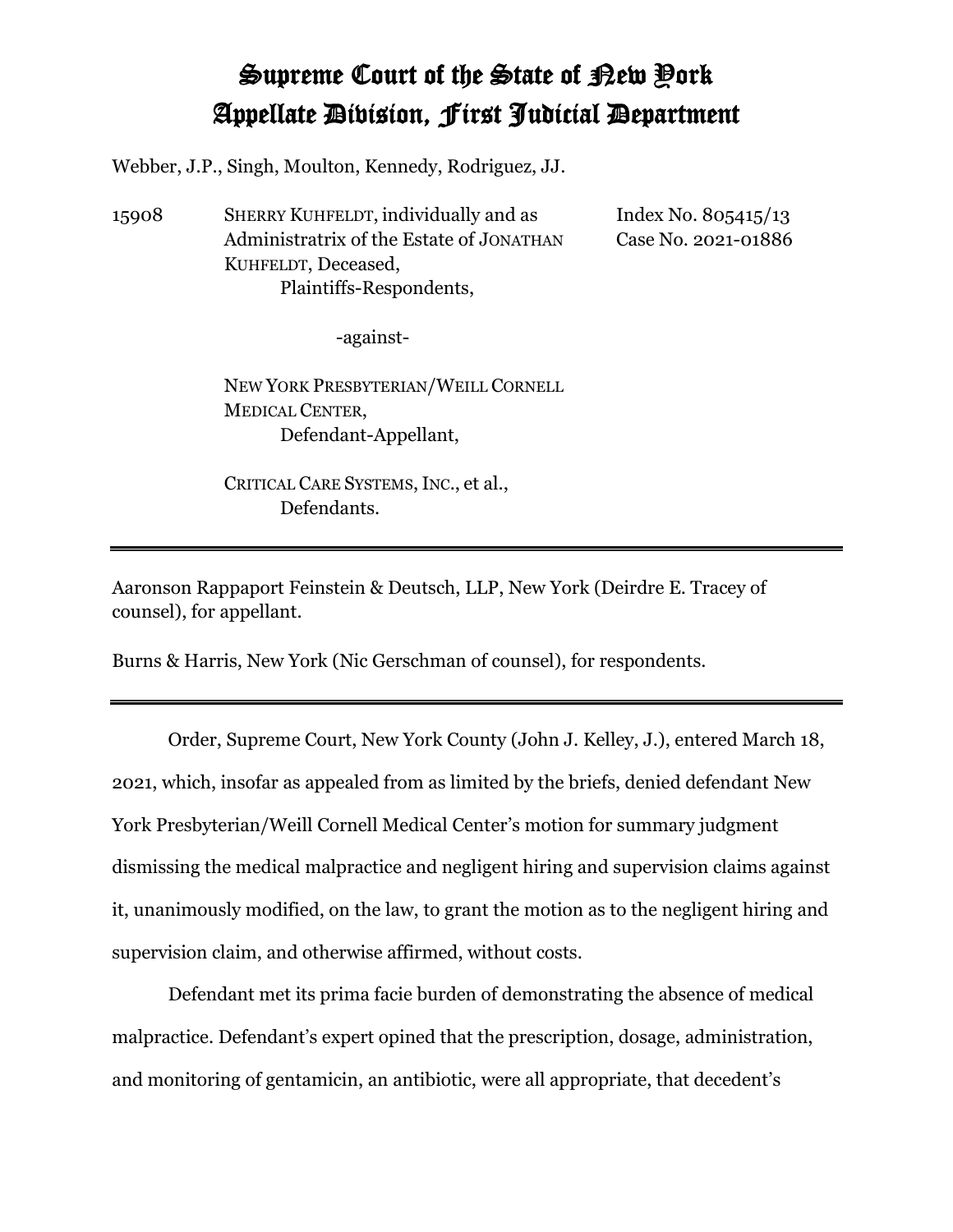# Supreme Court of the State of New York
# Appellate Division, First Judicial Department

Webber, J.P., Singh, Moulton, Kennedy, Rodriguez, JJ.

15908 SHERRY KUHFELDT, individually and as Administratrix of the Estate of JONATHAN KUHFELDT, Deceased,
Plaintiffs-Respondents,

Index No. 805415/13
Case No. 2021-01886

-against-

NEW YORK PRESBYTERIAN/WEILL CORNELL MEDICAL CENTER,
Defendant-Appellant,

CRITICAL CARE SYSTEMS, INC., et al.,
Defendants.

---

Aaronson Rappaport Feinstein & Deutsch, LLP, New York (Deirdre E. Tracey of counsel), for appellant.

Burns & Harris, New York (Nic Gerschman of counsel), for respondents.

---

Order, Supreme Court, New York County (John J. Kelley, J.), entered March 18, 2021, which, insofar as appealed from as limited by the briefs, denied defendant New York Presbyterian/Weill Cornell Medical Center's motion for summary judgment dismissing the medical malpractice and negligent hiring and supervision claims against it, unanimously modified, on the law, to grant the motion as to the negligent hiring and supervision claim, and otherwise affirmed, without costs.

Defendant met its prima facie burden of demonstrating the absence of medical malpractice. Defendant's expert opined that the prescription, dosage, administration, and monitoring of gentamicin, an antibiotic, were all appropriate, that decedent's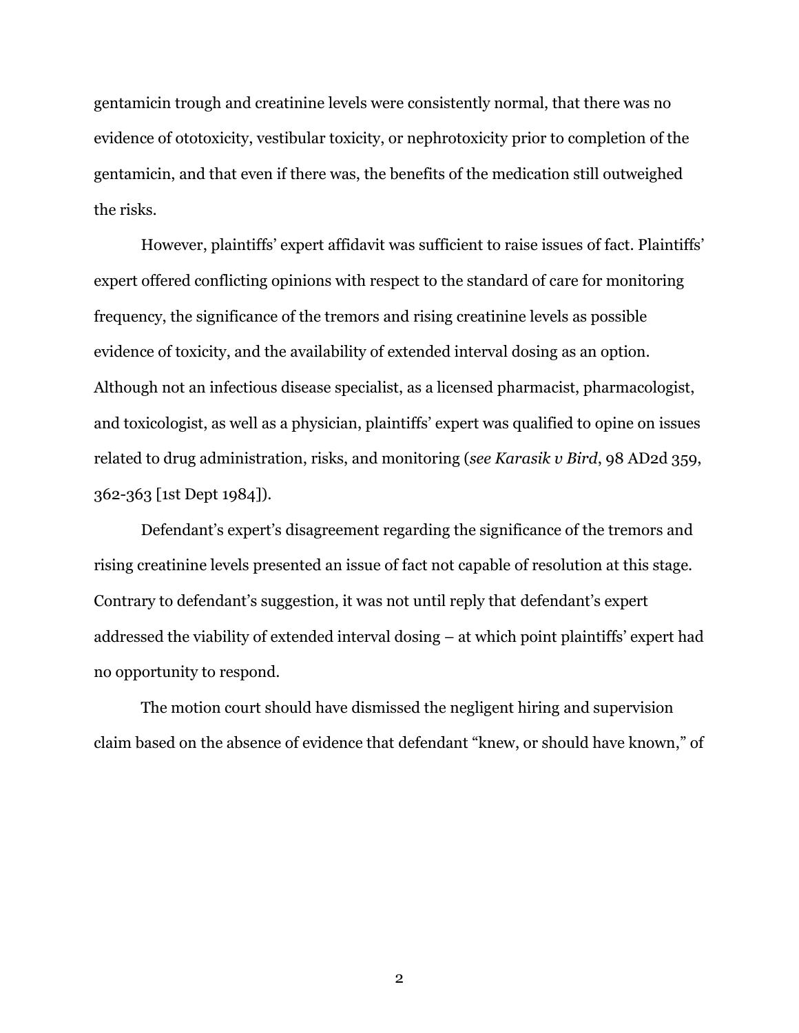gentamicin trough and creatinine levels were consistently normal, that there was no evidence of ototoxicity, vestibular toxicity, or nephrotoxicity prior to completion of the gentamicin, and that even if there was, the benefits of the medication still outweighed the risks.

However, plaintiffs' expert affidavit was sufficient to raise issues of fact. Plaintiffs' expert offered conflicting opinions with respect to the standard of care for monitoring frequency, the significance of the tremors and rising creatinine levels as possible evidence of toxicity, and the availability of extended interval dosing as an option. Although not an infectious disease specialist, as a licensed pharmacist, pharmacologist, and toxicologist, as well as a physician, plaintiffs' expert was qualified to opine on issues related to drug administration, risks, and monitoring (*see Karasik v Bird*, 98 AD2d 359, 362-363 [1st Dept 1984]).

Defendant's expert's disagreement regarding the significance of the tremors and rising creatinine levels presented an issue of fact not capable of resolution at this stage. Contrary to defendant's suggestion, it was not until reply that defendant's expert addressed the viability of extended interval dosing – at which point plaintiffs' expert had no opportunity to respond.

The motion court should have dismissed the negligent hiring and supervision claim based on the absence of evidence that defendant "knew, or should have known," of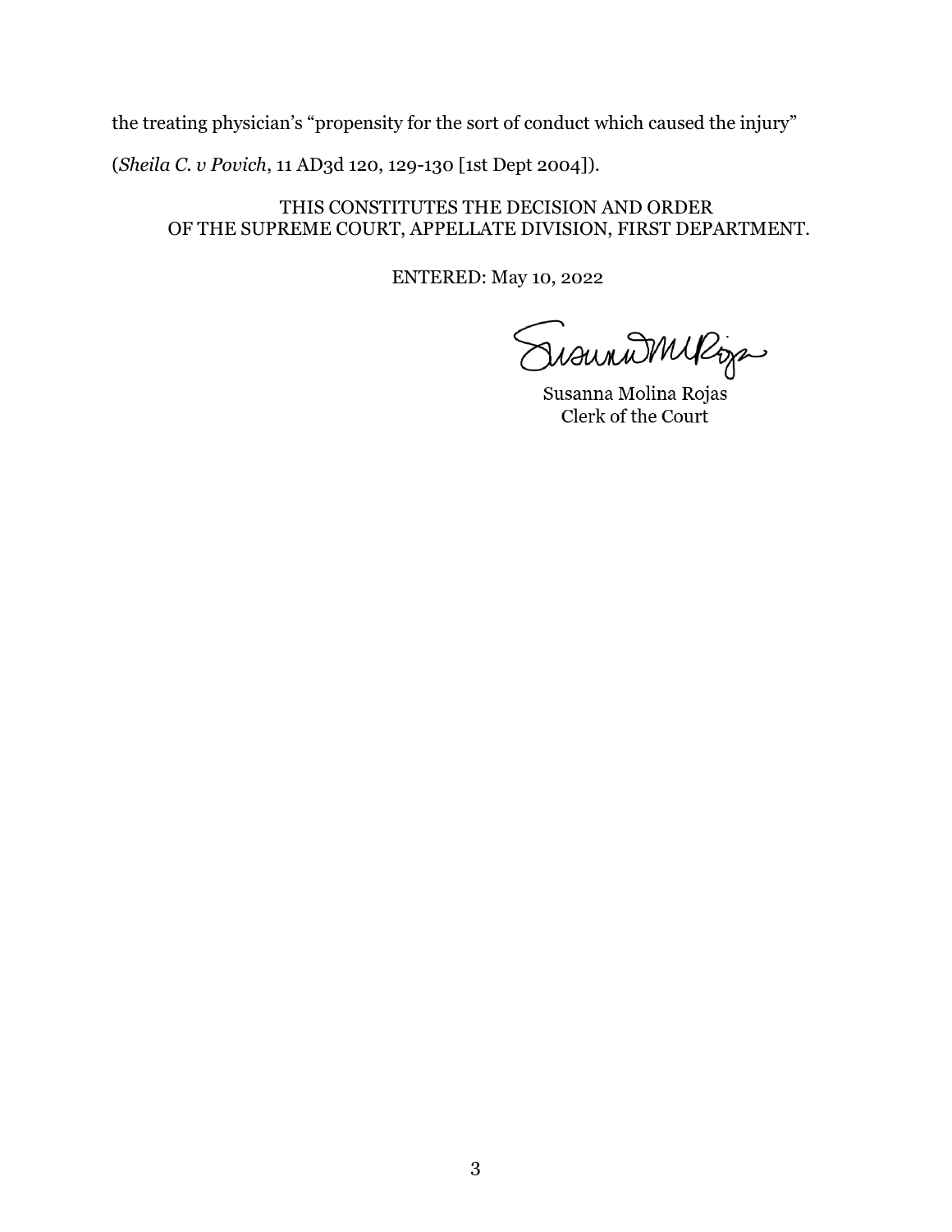the treating physician's "propensity for the sort of conduct which caused the injury" (*Sheila C. v Povich*, 11 AD3d 120, 129-130 [1st Dept 2004]).

THIS CONSTITUTES THE DECISION AND ORDER
OF THE SUPREME COURT, APPELLATE DIVISION, FIRST DEPARTMENT.

ENTERED: May 10, 2022

Susanna Molina Rojas
Clerk of the Court